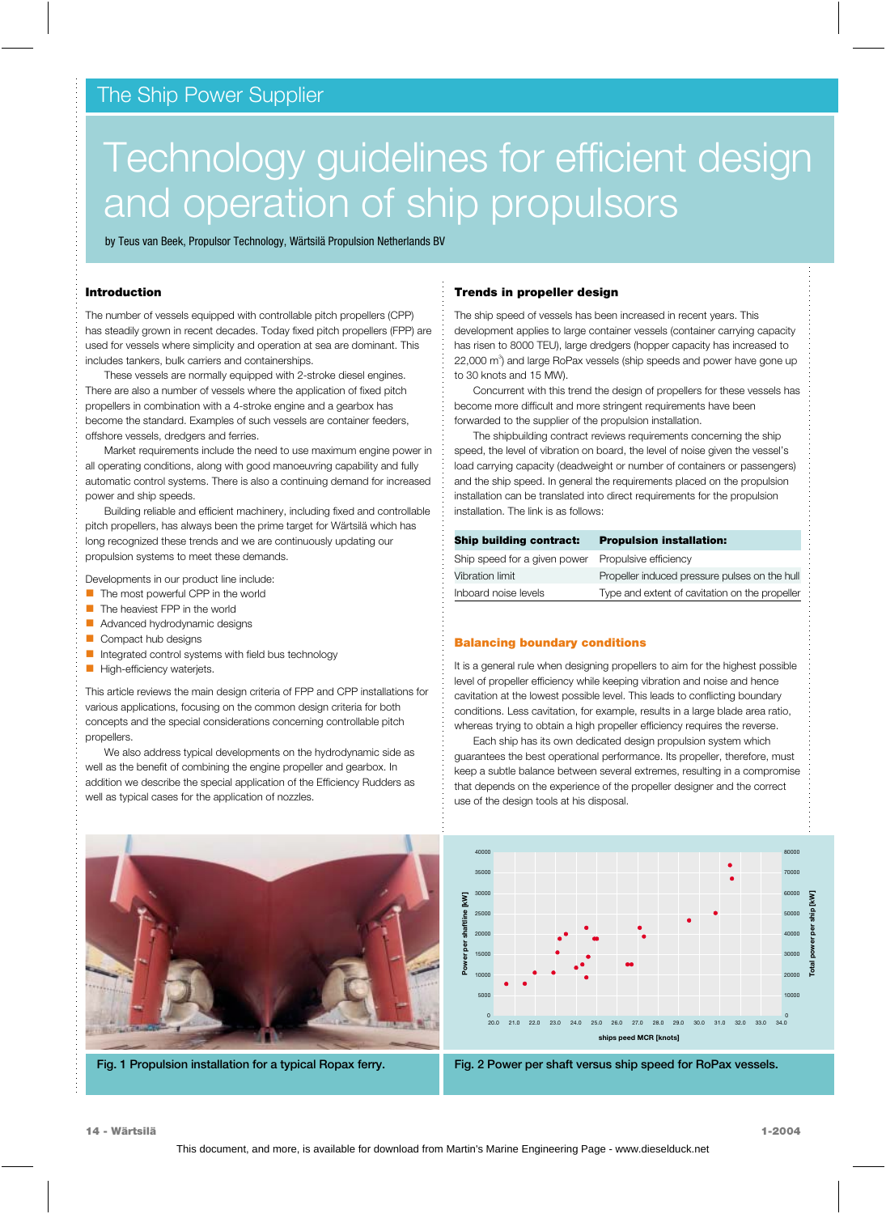The Ship Power Supplier

# Technology guidelines for efficient design and operation of ship propulsors

by Teus van Beek, Propulsor Technology, Wärtsilä Propulsion Netherlands BV

## Introduction

The number of vessels equipped with controllable pitch propellers (CPP) has steadily grown in recent decades. Today fixed pitch propellers (FPP) are used for vessels where simplicity and operation at sea are dominant. This includes tankers, bulk carriers and containerships.

These vessels are normally equipped with 2-stroke diesel engines. There are also a number of vessels where the application of fixed pitch propellers in combination with a 4-stroke engine and a gearbox has become the standard. Examples of such vessels are container feeders, offshore vessels, dredgers and ferries.

Market requirements include the need to use maximum engine power in all operating conditions, along with good manoeuvring capability and fully automatic control systems. There is also a continuing demand for increased power and ship speeds.

Building reliable and efficient machinery, including fixed and controllable pitch propellers, has always been the prime target for Wärtsilä which has long recognized these trends and we are continuously updating our propulsion systems to meet these demands.

Developments in our product line include:

- The most powerful CPP in the world
- The heaviest FPP in the world
- Advanced hydrodynamic designs
- Compact hub designs
- Integrated control systems with field bus technology
- High-efficiency waterjets.

This article reviews the main design criteria of FPP and CPP installations for various applications, focusing on the common design criteria for both concepts and the special considerations concerning controllable pitch propellers.

We also address typical developments on the hydrodynamic side as well as the benefit of combining the engine propeller and gearbox. In addition we describe the special application of the Efficiency Rudders as well as typical cases for the application of nozzles.

## Trends in propeller design

The ship speed of vessels has been increased in recent years. This development applies to large container vessels (container carrying capacity has risen to 8000 TEU), large dredgers (hopper capacity has increased to 22,000 $m^3$) and large RoPax vessels (ship speeds and power have gone up to 30 knots and 15 MW).

Concurrent with this trend the design of propellers for these vessels has become more difficult and more stringent requirements have been forwarded to the supplier of the propulsion installation.

The shipbuilding contract reviews requirements concerning the ship speed, the level of vibration on board, the level of noise given the vessel's load carrying capacity (deadweight or number of containers or passengers) and the ship speed. In general the requirements placed on the propulsion installation can be translated into direct requirements for the propulsion installation. The link is as follows:

| Ship building contract: | Propulsion installation: |
|---|---|
| Ship speed for a given power | Propulsive efficiency |
| Vibration limit | Propeller induced pressure pulses on the hull |
| Inboard noise levels | Type and extent of cavitation on the propeller |

### Balancing boundary conditions

It is a general rule when designing propellers to aim for the highest possible level of propeller efficiency while keeping vibration and noise and hence cavitation at the lowest possible level. This leads to conflicting boundary conditions. Less cavitation, for example, results in a large blade area ratio, whereas trying to obtain a high propeller efficiency requires the reverse.

Each ship has its own dedicated design propulsion system which guarantees the best operational performance. Its propeller, therefore, must keep a subtle balance between several extremes, resulting in a compromise that depends on the experience of the propeller designer and the correct use of the design tools at his disposal.

Fig. 1 Propulsion installation for a typical Ropax ferry.

Fig. 2 Power per shaft versus ship speed for RoPax vessels.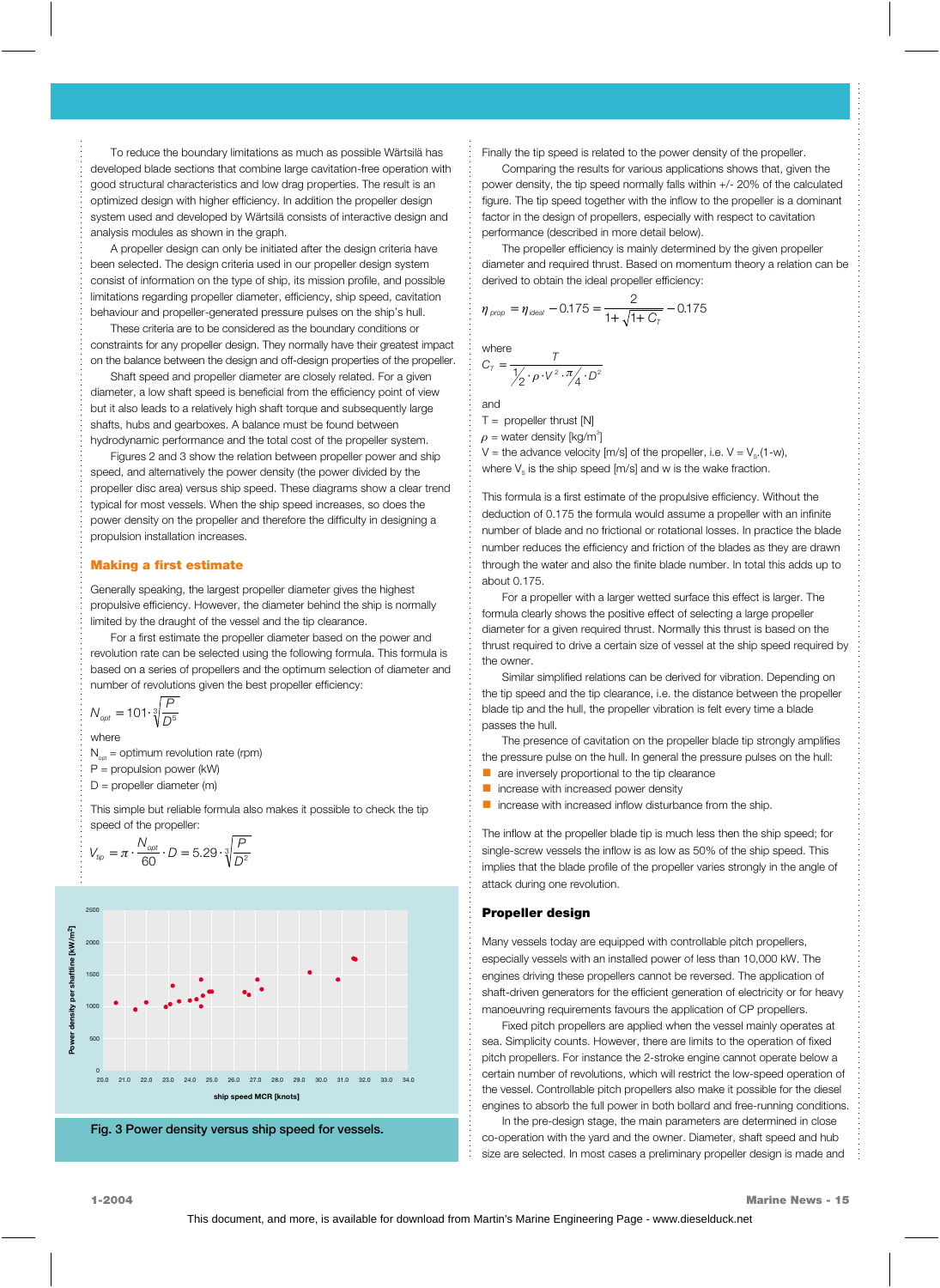To reduce the boundary limitations as much as possible Wärtsilä has developed blade sections that combine large cavitation-free operation with good structural characteristics and low drag properties. The result is an optimized design with higher efficiency. In addition the propeller design system used and developed by Wärtsilä consists of interactive design and analysis modules as shown in the graph.

A propeller design can only be initiated after the design criteria have been selected. The design criteria used in our propeller design system consist of information on the type of ship, its mission profile, and possible limitations regarding propeller diameter, efficiency, ship speed, cavitation behaviour and propeller-generated pressure pulses on the ship's hull.

These criteria are to be considered as the boundary conditions or constraints for any propeller design. They normally have their greatest impact on the balance between the design and off-design properties of the propeller.

Shaft speed and propeller diameter are closely related. For a given diameter, a low shaft speed is beneficial from the efficiency point of view but it also leads to a relatively high shaft torque and subsequently large shafts, hubs and gearboxes. A balance must be found between hydrodynamic performance and the total cost of the propeller system.

Figures 2 and 3 show the relation between propeller power and ship speed, and alternatively the power density (the power divided by the propeller disc area) versus ship speed. These diagrams show a clear trend typical for most vessels. When the ship speed increases, so does the power density on the propeller and therefore the difficulty in designing a propulsion installation increases.

## Making a first estimate

Generally speaking, the largest propeller diameter gives the highest propulsive efficiency. However, the diameter behind the ship is normally limited by the draught of the vessel and the tip clearance.

For a first estimate the propeller diameter based on the power and revolution rate can be selected using the following formula. This formula is based on a series of propellers and the optimum selection of diameter and number of revolutions given the best propeller efficiency:

$$N_{opt} = 101 \cdot \sqrt[3]{\frac{P}{D^5}}$$

where

$N_{opt}$ = optimum revolution rate (rpm)
P = propulsion power (kW)
D = propeller diameter (m)

This simple but reliable formula also makes it possible to check the tip speed of the propeller:

$$V_{tip} = \pi \cdot \frac{N_{opt}}{60} \cdot D = 5.29 \cdot \sqrt[3]{\frac{P}{D^2}}$$

Fig. 3 Power density versus ship speed for vessels.

Finally the tip speed is related to the power density of the propeller.

Comparing the results for various applications shows that, given the power density, the tip speed normally falls within +/- 20% of the calculated figure. The tip speed together with the inflow to the propeller is a dominant factor in the design of propellers, especially with respect to cavitation performance (described in more detail below).

The propeller efficiency is mainly determined by the given propeller diameter and required thrust. Based on momentum theory a relation can be derived to obtain the ideal propeller efficiency:

$$\eta_{prop} = \eta_{ideal} - 0.175 = \frac{2}{1 + \sqrt{1 + C_T}} - 0.175$$

where

$$C_T = \frac{T}{\frac{1}{2} \cdot \rho \cdot V^2 \cdot \frac{\pi}{4} \cdot D^2}$$

and

T = propeller thrust [N]
$\rho$ = water density [kg/m$^3$]
V = the advance velocity [m/s] of the propeller, i.e. $V = V_s \cdot (1-w)$,
where $V_s$ is the ship speed [m/s] and w is the wake fraction.

This formula is a first estimate of the propulsive efficiency. Without the deduction of 0.175 the formula would assume a propeller with an infinite number of blade and no frictional or rotational losses. In practice the blade number reduces the efficiency and friction of the blades as they are drawn through the water and also the finite blade number. In total this adds up to about 0.175.

For a propeller with a larger wetted surface this effect is larger. The formula clearly shows the positive effect of selecting a large propeller diameter for a given required thrust. Normally this thrust is based on the thrust required to drive a certain size of vessel at the ship speed required by the owner.

Similar simplified relations can be derived for vibration. Depending on the tip speed and the tip clearance, i.e. the distance between the propeller blade tip and the hull, the propeller vibration is felt every time a blade passes the hull.

The presence of cavitation on the propeller blade tip strongly amplifies the pressure pulse on the hull. In general the pressure pulses on the hull:

- are inversely proportional to the tip clearance
- increase with increased power density
- increase with increased inflow disturbance from the ship.

The inflow at the propeller blade tip is much less then the ship speed; for single-screw vessels the inflow is as low as 50% of the ship speed. This implies that the blade profile of the propeller varies strongly in the angle of attack during one revolution.

## Propeller design

Many vessels today are equipped with controllable pitch propellers, especially vessels with an installed power of less than 10,000 kW. The engines driving these propellers cannot be reversed. The application of shaft-driven generators for the efficient generation of electricity or for heavy manoeuvring requirements favours the application of CP propellers.

Fixed pitch propellers are applied when the vessel mainly operates at sea. Simplicity counts. However, there are limits to the operation of fixed pitch propellers. For instance the 2-stroke engine cannot operate below a certain number of revolutions, which will restrict the low-speed operation of the vessel. Controllable pitch propellers also make it possible for the diesel engines to absorb the full power in both bollard and free-running conditions.

In the pre-design stage, the main parameters are determined in close co-operation with the yard and the owner. Diameter, shaft speed and hub size are selected. In most cases a preliminary propeller design is made and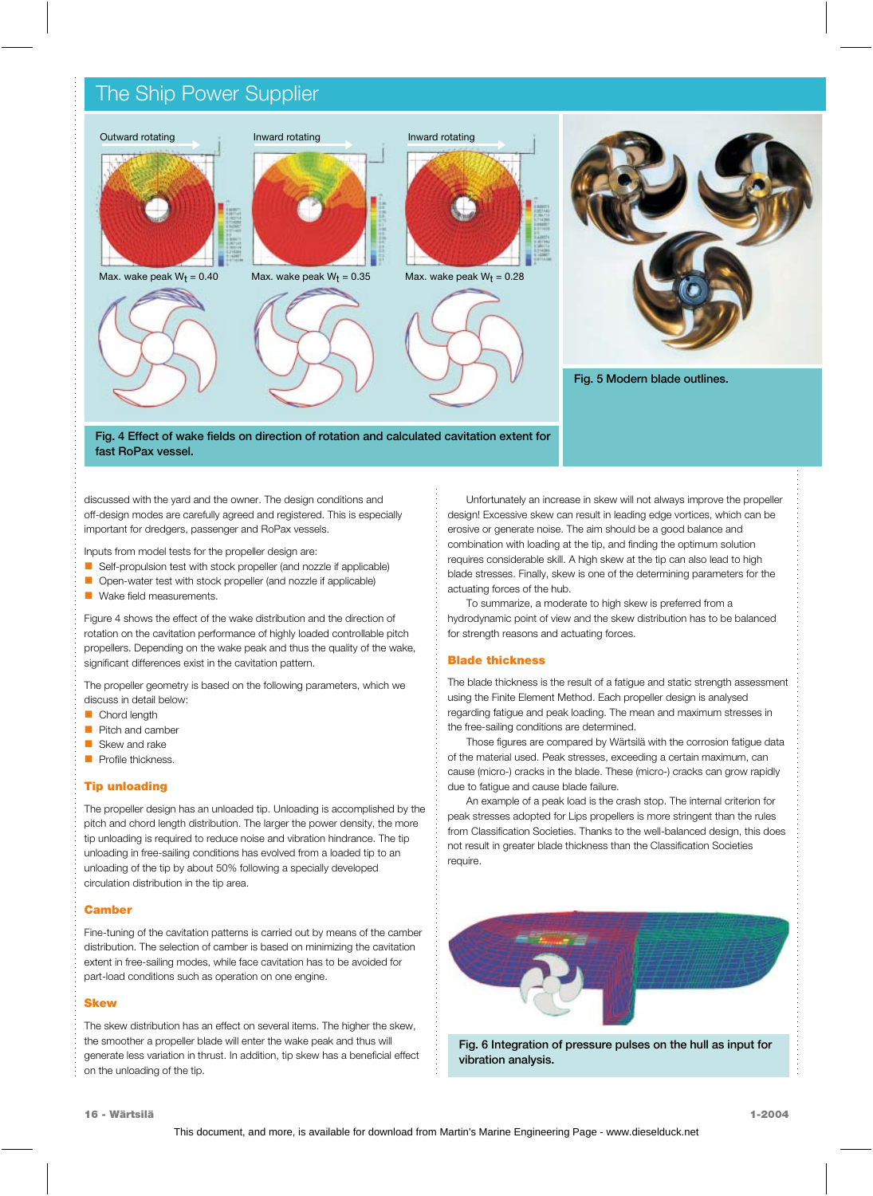Outward rotating

Inward rotating

Inward rotating

Max. wake peak $W_t$ = 0.40

Max. wake peak $W_t$ = 0.35

Max. wake peak $W_t$ = 0.28

**Fig. 4 Effect of wake fields on direction of rotation and calculated cavitation extent for fast RoPax vessel.**

**Fig. 5 Modern blade outlines.**

discussed with the yard and the owner. The design conditions and off-design modes are carefully agreed and registered. This is especially important for dredgers, passenger and RoPax vessels.

Inputs from model tests for the propeller design are:

- Self-propulsion test with stock propeller (and nozzle if applicable)
- Open-water test with stock propeller (and nozzle if applicable)
- Wake field measurements.

Figure 4 shows the effect of the wake distribution and the direction of rotation on the cavitation performance of highly loaded controllable pitch propellers. Depending on the wake peak and thus the quality of the wake, significant differences exist in the cavitation pattern.

The propeller geometry is based on the following parameters, which we discuss in detail below:

- Chord length
- Pitch and camber
- Skew and rake
- Profile thickness.

## Tip unloading

The propeller design has an unloaded tip. Unloading is accomplished by the pitch and chord length distribution. The larger the power density, the more tip unloading is required to reduce noise and vibration hindrance. The tip unloading in free-sailing conditions has evolved from a loaded tip to an unloading of the tip by about 50% following a specially developed circulation distribution in the tip area.

## Camber

Fine-tuning of the cavitation patterns is carried out by means of the camber distribution. The selection of camber is based on minimizing the cavitation extent in free-sailing modes, while face cavitation has to be avoided for part-load conditions such as operation on one engine.

## Skew

The skew distribution has an effect on several items. The higher the skew, the smoother a propeller blade will enter the wake peak and thus will generate less variation in thrust. In addition, tip skew has a beneficial effect on the unloading of the tip.

Unfortunately an increase in skew will not always improve the propeller design! Excessive skew can result in leading edge vortices, which can be erosive or generate noise. The aim should be a good balance and combination with loading at the tip, and finding the optimum solution requires considerable skill. A high skew at the tip can also lead to high blade stresses. Finally, skew is one of the determining parameters for the actuating forces of the hub.

To summarize, a moderate to high skew is preferred from a hydrodynamic point of view and the skew distribution has to be balanced for strength reasons and actuating forces.

## Blade thickness

The blade thickness is the result of a fatigue and static strength assessment using the Finite Element Method. Each propeller design is analysed regarding fatigue and peak loading. The mean and maximum stresses in the free-sailing conditions are determined.

Those figures are compared by Wärtsilä with the corrosion fatigue data of the material used. Peak stresses, exceeding a certain maximum, can cause (micro-) cracks in the blade. These (micro-) cracks can grow rapidly due to fatigue and cause blade failure.

An example of a peak load is the crash stop. The internal criterion for peak stresses adopted for Lips propellers is more stringent than the rules from Classification Societies. Thanks to the well-balanced design, this does not result in greater blade thickness than the Classification Societies require.

**Fig. 6 Integration of pressure pulses on the hull as input for vibration analysis.**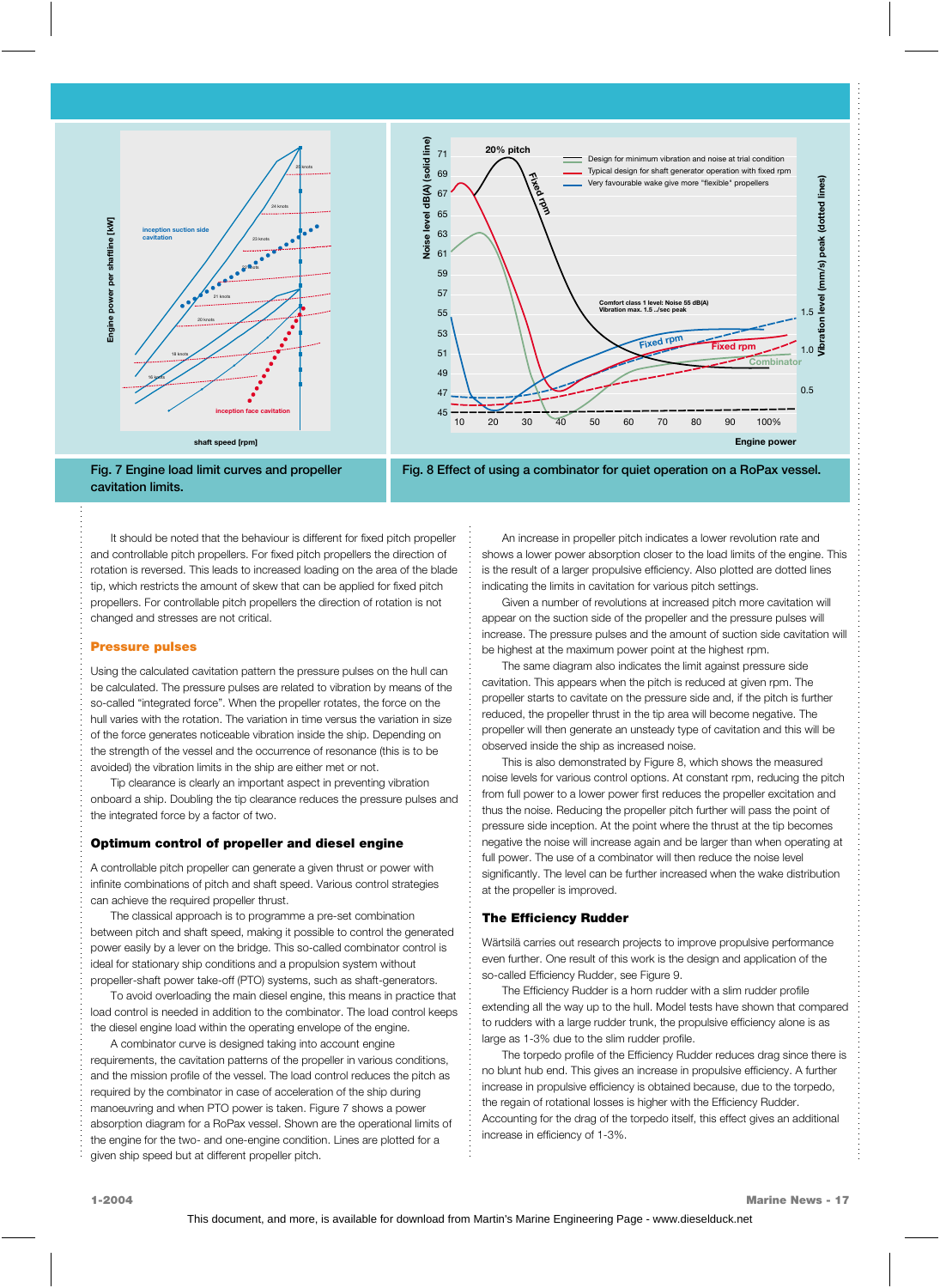Fig. 7 Engine load limit curves and propeller cavitation limits.

Fig. 8 Effect of using a combinator for quiet operation on a RoPax vessel.

It should be noted that the behaviour is different for fixed pitch propeller and controllable pitch propellers. For fixed pitch propellers the direction of rotation is reversed. This leads to increased loading on the area of the blade tip, which restricts the amount of skew that can be applied for fixed pitch propellers. For controllable pitch propellers the direction of rotation is not changed and stresses are not critical.

### Pressure pulses

Using the calculated cavitation pattern the pressure pulses on the hull can be calculated. The pressure pulses are related to vibration by means of the so-called "integrated force". When the propeller rotates, the force on the hull varies with the rotation. The variation in time versus the variation in size of the force generates noticeable vibration inside the ship. Depending on the strength of the vessel and the occurrence of resonance (this is to be avoided) the vibration limits in the ship are either met or not.

Tip clearance is clearly an important aspect in preventing vibration onboard a ship. Doubling the tip clearance reduces the pressure pulses and the integrated force by a factor of two.

### Optimum control of propeller and diesel engine

A controllable pitch propeller can generate a given thrust or power with infinite combinations of pitch and shaft speed. Various control strategies can achieve the required propeller thrust.

The classical approach is to programme a pre-set combination between pitch and shaft speed, making it possible to control the generated power easily by a lever on the bridge. This so-called combinator control is ideal for stationary ship conditions and a propulsion system without propeller-shaft power take-off (PTO) systems, such as shaft-generators.

To avoid overloading the main diesel engine, this means in practice that load control is needed in addition to the combinator. The load control keeps the diesel engine load within the operating envelope of the engine.

A combinator curve is designed taking into account engine requirements, the cavitation patterns of the propeller in various conditions, and the mission profile of the vessel. The load control reduces the pitch as required by the combinator in case of acceleration of the ship during manoeuvring and when PTO power is taken. Figure 7 shows a power absorption diagram for a RoPax vessel. Shown are the operational limits of the engine for the two- and one-engine condition. Lines are plotted for a given ship speed but at different propeller pitch.

An increase in propeller pitch indicates a lower revolution rate and shows a lower power absorption closer to the load limits of the engine. This is the result of a larger propulsive efficiency. Also plotted are dotted lines indicating the limits in cavitation for various pitch settings.

Given a number of revolutions at increased pitch more cavitation will appear on the suction side of the propeller and the pressure pulses will increase. The pressure pulses and the amount of suction side cavitation will be highest at the maximum power point at the highest rpm.

The same diagram also indicates the limit against pressure side cavitation. This appears when the pitch is reduced at given rpm. The propeller starts to cavitate on the pressure side and, if the pitch is further reduced, the propeller thrust in the tip area will become negative. The propeller will then generate an unsteady type of cavitation and this will be observed the ship as increased noise.

This is also demonstrated by Figure 8, which shows the measured noise levels for various control options. At constant rpm, reducing the pitch from full power to a lower power first reduces the propeller excitation and thus the noise. Reducing the propeller pitch further will pass the point of pressure side inception. At the point where the thrust at the tip becomes negative the noise will increase again and be larger than when operating at full power. The use of a combinator will then reduce the noise level significantly. The level can be further increased when the wake distribution at the propeller is improved.

### The Efficiency Rudder

Wärtsilä carries out research projects to improve propulsive performance even further. One result of this work is the design and application of the so-called Efficiency Rudder, see Figure 9.

The Efficiency Rudder is a horn rudder with a slim rudder profile extending all the way up to the hull. Model tests have shown that compared to rudders with a large rudder trunk, the propulsive efficiency alone is as large as 1-3% due to the slim rudder profile.

The torpedo profile of the Efficiency Rudder reduces drag since there is no blunt hub end. This gives an increase in propulsive efficiency. A further increase in propulsive efficiency is obtained because, due to the torpedo, the regain of rotational losses is higher with the Efficiency Rudder. Accounting for the drag of the torpedo itself, this effect gives an additional increase in efficiency of 1-3%.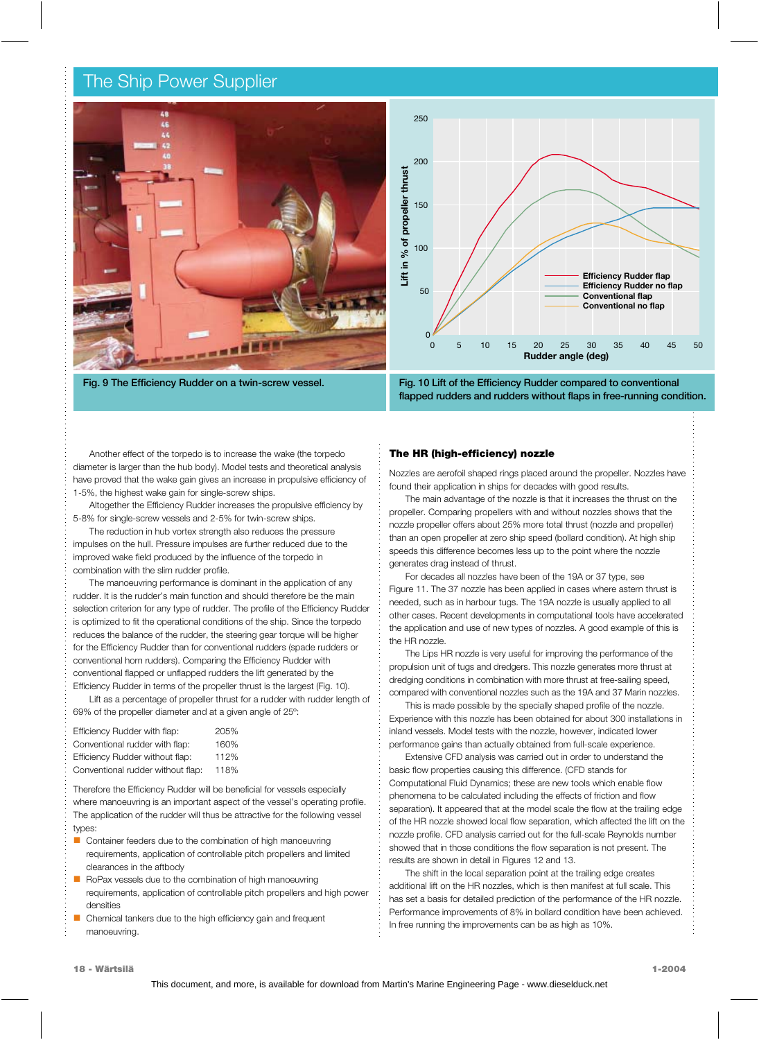Fig. 9 The Efficiency Rudder on a twin-screw vessel.

Fig. 10 Lift of the Efficiency Rudder compared to conventional flapped rudders and rudders without flaps in free-running condition.

Another effect of the torpedo is to increase the wake (the torpedo diameter is larger than the hub body). Model tests and theoretical analysis have proved that the wake gain gives an increase in propulsive efficiency of 1-5%, the highest wake gain for single-screw ships.

Altogether the Efficiency Rudder increases the propulsive efficiency by 5-8% for single-screw vessels and 2-5% for twin-screw ships.

The reduction in hub vortex strength also reduces the pressure impulses on the hull. Pressure impulses are further reduced due to the improved wake field produced by the influence of the torpedo in combination with the slim rudder profile.

The manoeuvring performance is dominant in the application of any rudder. It is the rudder's main function and should therefore be the main selection criterion for any type of rudder. The profile of the Efficiency Rudder is optimized to fit the operational conditions of the ship. Since the torpedo reduces the balance of the rudder, the steering gear torque will be higher for the Efficiency Rudder than for conventional rudders (spade rudders or conventional horn rudders). Comparing the Efficiency Rudder with conventional flapped or unflapped rudders the lift generated by the Efficiency Rudder in terms of the propeller thrust is the largest (Fig. 10).

Lift as a percentage of propeller thrust for a rudder with rudder length of 69% of the propeller diameter and at a given angle of 25°:

| | |
|---|---|
| Efficiency Rudder with flap: | 205% |
| Conventional rudder with flap: | 160% |
| Efficiency Rudder without flap: | 112% |
| Conventional rudder without flap: | 118% |

Therefore the Efficiency Rudder will be beneficial for vessels especially where manoeuvring is an important aspect of the vessel's operating profile. The application of the rudder will thus be attractive for the following vessel types:

- Container feeders due to the combination of high manoeuvring requirements, application of controllable pitch propellers and limited clearances in the aftbody
- RoPax vessels due to the combination of high manoeuvring requirements, application of controllable pitch propellers and high power densities
- Chemical tankers due to the high efficiency gain and frequent manoeuvring.

### The HR (high-efficiency) nozzle

Nozzles are aerofoil shaped rings placed around the propeller. Nozzles have found their application in ships for decades with good results.

The main advantage of the nozzle is that it increases the thrust on the propeller. Comparing propellers with and without nozzles shows that the nozzle propeller offers about 25% more total thrust (nozzle and propeller) than an open propeller at zero ship speed (bollard condition). At high ship speeds this difference becomes less up to the point where the nozzle generates drag instead of thrust.

For decades all nozzles have been of the 19A or 37 type, see Figure 11. The 37 nozzle has been applied in cases where astern thrust is needed, such as in harbour tugs. The 19A nozzle is usually applied to all other cases. Recent developments in computational tools have accelerated the application and use of new types of nozzles. A good example of this is the HR nozzle.

The Lips HR nozzle is very useful for improving the performance of the propulsion unit of tugs and dredgers. This nozzle generates more thrust at dredging conditions in combination with more thrust at free-sailing speed, compared with conventional nozzles such as the 19A and 37 Marin nozzles.

This is made possible by the specially shaped profile of the nozzle. Experience with this nozzle has been obtained for about 300 installations in inland vessels. Model tests with the nozzle, however, indicated lower performance gains than actually obtained from full-scale experience.

Extensive CFD analysis was carried out in order to understand the basic flow properties causing this difference. (CFD stands for Computational Fluid Dynamics; these are new tools which enable flow phenomena to be calculated including the effects of friction and flow separation). It appeared that at the model scale the flow at the trailing edge of the HR nozzle showed local flow separation, which affected the lift on the nozzle profile. CFD analysis carried out for the full-scale Reynolds number showed that in those conditions the flow separation is not present. The results are shown in detail in Figures 12 and 13.

The shift in the local separation point at the trailing edge creates additional lift on the HR nozzles, which is then manifest at full scale. This has set a basis for detailed prediction of the performance of the HR nozzle. Performance improvements of 8% in bollard condition have been achieved. In free running the improvements can be as high as 10%.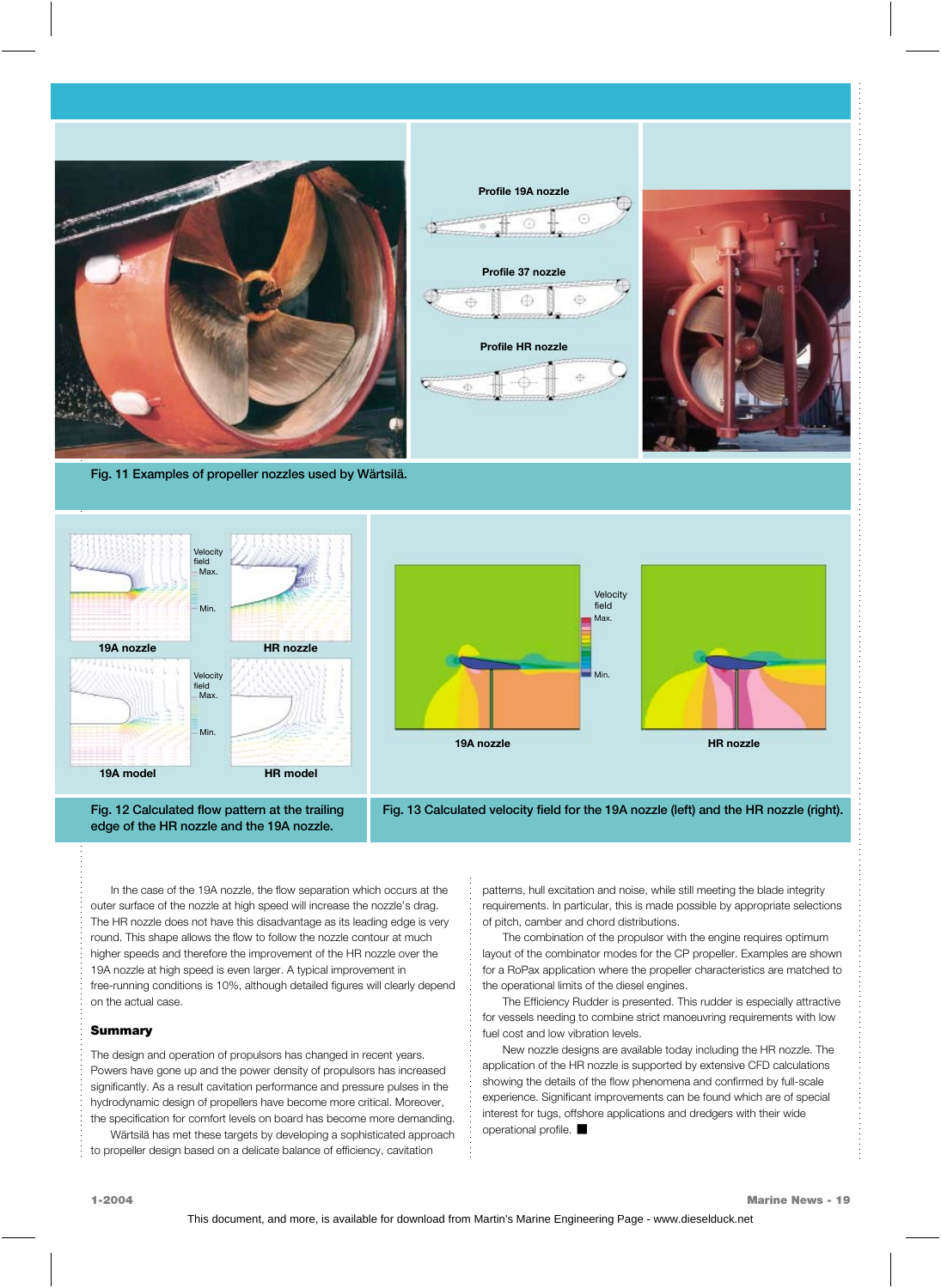Profile 19A nozzle

Profile 37 nozzle

Profile HR nozzle

Fig. 11 Examples of propeller nozzles used by Wärtsilä.

Velocity field
Max.
Min.

19A nozzle

HR nozzle

Velocity field
Max.
Min.

19A model

HR model

Fig. 12 Calculated flow pattern at the trailing edge of the HR nozzle and the 19A nozzle.

Velocity field
Max.
Min.

19A nozzle

HR nozzle

Fig. 13 Calculated velocity field for the 19A nozzle (left) and the HR nozzle (right).

In the case of the 19A nozzle, the flow separation which occurs at the outer surface of the nozzle at high speed will increase the nozzle's drag. The HR nozzle does not have this disadvantage as its leading edge is very round. This shape allows the flow to follow the nozzle contour at much higher speeds and therefore the improvement of the HR nozzle over the 19A nozzle at high speed is even larger. A typical improvement in free-running conditions is 10%, although detailed figures will clearly depend on the actual case.

## Summary

The design and operation of propulsors has changed in recent years. Powers have gone up and the power density of propulsors has increased significantly. As a result cavitation performance and pressure pulses in the hydrodynamic design of propellers have become more critical. Moreover, the specification for comfort levels on board has become more demanding.

Wärtsilä has met these targets by developing a sophisticated approach to propeller design based on a delicate balance of efficiency, cavitation patterns, hull excitation and noise, while still meeting the blade integrity requirements. In particular, this is made possible by appropriate selections of pitch, camber and chord distributions.

The combination of the propulsor with the engine requires optimum layout of the combinator modes for the CP propeller. Examples are shown for a RoPax application where the propeller characteristics are matched to the operational limits of the diesel engines.

The Efficiency Rudder is presented. This rudder is especially attractive for vessels needing to combine strict manoeuvring requirements with low fuel cost and low vibration levels.

New nozzle designs are available today including the HR nozzle. The application of the HR nozzle is supported by extensive CFD calculations showing the details of the flow phenomena and confirmed by full-scale experience. Significant improvements can be found which are of special interest for tugs, offshore applications and dredgers with their wide operational profile. ■